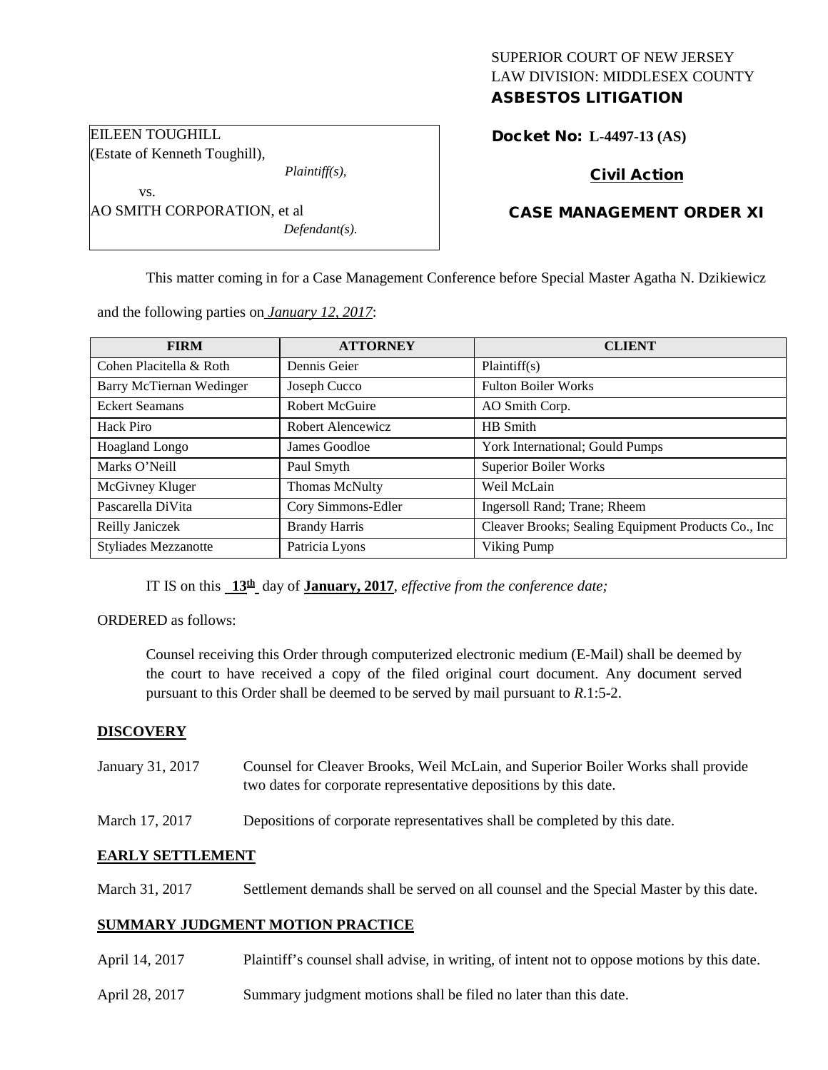SUPERIOR COURT OF NEW JERSEY
LAW DIVISION: MIDDLESEX COUNTY
**ASBESTOS LITIGATION**

EILEEN TOUGHILL
(Estate of Kenneth Toughill),
*Plaintiff(s),*
vs.
AO SMITH CORPORATION, et al
*Defendant(s).*

**Docket No: L-4497-13 (AS)**

**Civil Action**

**CASE MANAGEMENT ORDER XI**

This matter coming in for a Case Management Conference before Special Master Agatha N. Dzikiewicz and the following parties on *January 12, 2017*:

| FIRM | ATTORNEY | CLIENT |
|---|---|---|
| Cohen Placitella & Roth | Dennis Geier | Plaintiff(s) |
| Barry McTiernan Wedinger | Joseph Cucco | Fulton Boiler Works |
| Eckert Seamans | Robert McGuire | AO Smith Corp. |
| Hack Piro | Robert Alencewicz | HB Smith |
| Hoagland Longo | James Goodloe | York International; Gould Pumps |
| Marks O'Neill | Paul Smyth | Superior Boiler Works |
| McGivney Kluger | Thomas McNulty | Weil McLain |
| Pascarella DiVita | Cory Simmons-Edler | Ingersoll Rand; Trane; Rheem |
| Reilly Janiczek | Brandy Harris | Cleaver Brooks; Sealing Equipment Products Co., Inc |
| Styliades Mezzanotte | Patricia Lyons | Viking Pump |

IT IS on this **13th** day of **January, 2017**, *effective from the conference date;*

ORDERED as follows:

Counsel receiving this Order through computerized electronic medium (E-Mail) shall be deemed by the court to have received a copy of the filed original court document. Any document served pursuant to this Order shall be deemed to be served by mail pursuant to *R*.1:5-2.

**DISCOVERY**

January 31, 2017 — Counsel for Cleaver Brooks, Weil McLain, and Superior Boiler Works shall provide two dates for corporate representative depositions by this date.

March 17, 2017 — Depositions of corporate representatives shall be completed by this date.

**EARLY SETTLEMENT**

March 31, 2017 — Settlement demands shall be served on all counsel and the Special Master by this date.

**SUMMARY JUDGMENT MOTION PRACTICE**

April 14, 2017 — Plaintiff's counsel shall advise, in writing, of intent not to oppose motions by this date.

April 28, 2017 — Summary judgment motions shall be filed no later than this date.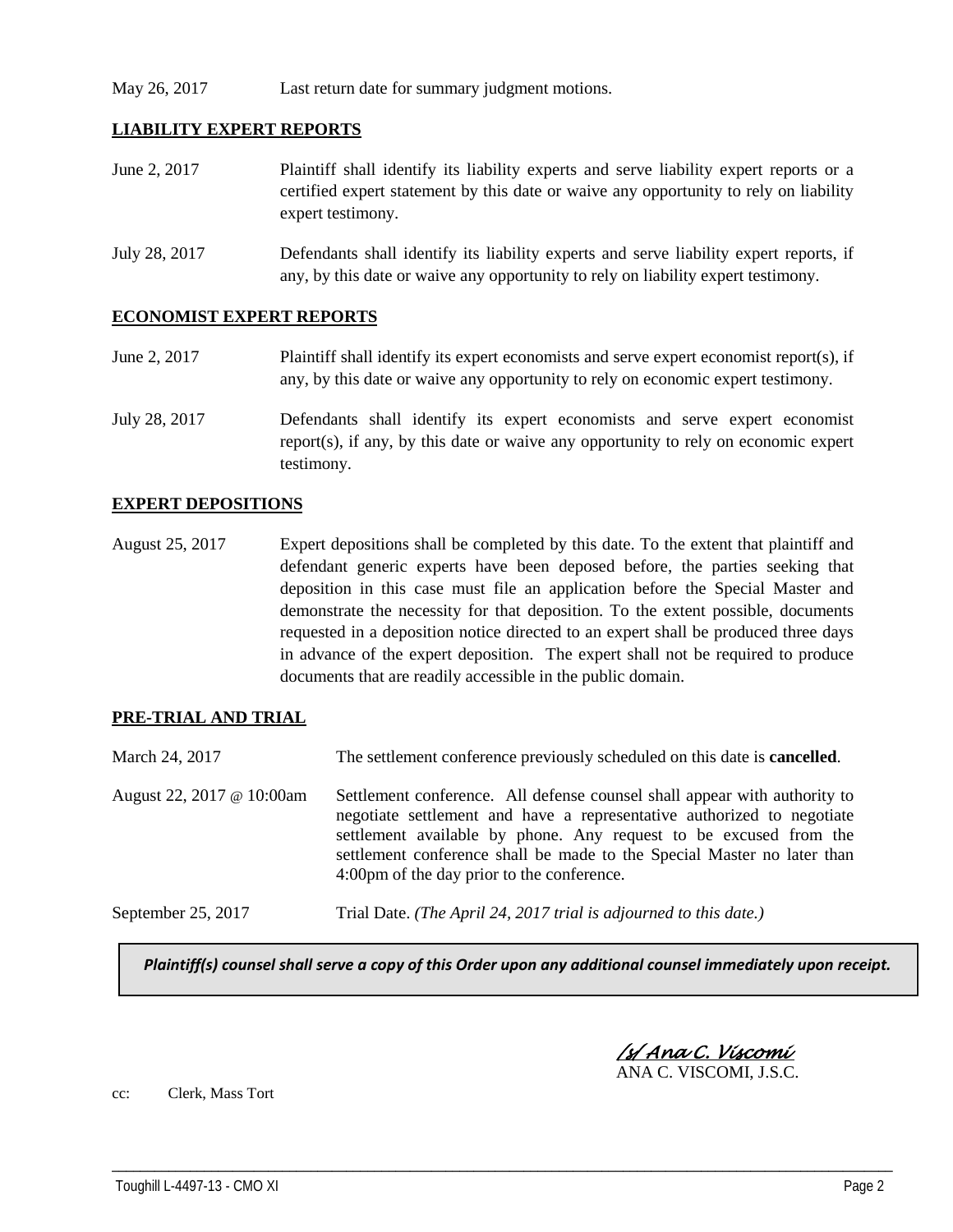May 26, 2017 Last return date for summary judgment motions.

**LIABILITY EXPERT REPORTS**

| | |
|---|---|
| June 2, 2017 | Plaintiff shall identify its liability experts and serve liability expert reports or a certified expert statement by this date or waive any opportunity to rely on liability expert testimony. |
| July 28, 2017 | Defendants shall identify its liability experts and serve liability expert reports, if any, by this date or waive any opportunity to rely on liability expert testimony. |

**ECONOMIST EXPERT REPORTS**

| | |
|---|---|
| June 2, 2017 | Plaintiff shall identify its expert economists and serve expert economist report(s), if any, by this date or waive any opportunity to rely on economic expert testimony. |
| July 28, 2017 | Defendants shall identify its expert economists and serve expert economist report(s), if any, by this date or waive any opportunity to rely on economic expert testimony. |

**EXPERT DEPOSITIONS**

| | |
|---|---|
| August 25, 2017 | Expert depositions shall be completed by this date. To the extent that plaintiff and defendant generic experts have been deposed before, the parties seeking that deposition in this case must file an application before the Special Master and demonstrate the necessity for that deposition. To the extent possible, documents requested in a deposition notice directed to an expert shall be produced three days in advance of the expert deposition. The expert shall not be required to produce documents that are readily accessible in the public domain. |

**PRE-TRIAL AND TRIAL**

| | |
|---|---|
| March 24, 2017 | The settlement conference previously scheduled on this date is **cancelled**. |
| August 22, 2017 @ 10:00am | Settlement conference. All defense counsel shall appear with authority to negotiate settlement and have a representative authorized to negotiate settlement available by phone. Any request to be excused from the settlement conference shall be made to the Special Master no later than 4:00pm of the day prior to the conference. |
| September 25, 2017 | Trial Date. *(The April 24, 2017 trial is adjourned to this date.)* |

***Plaintiff(s) counsel shall serve a copy of this Order upon any additional counsel immediately upon receipt.***

*/s/ Ana C. Viscomi*
ANA C. VISCOMI, J.S.C.

cc: Clerk, Mass Tort

Toughill L-4497-13 - CMO XI